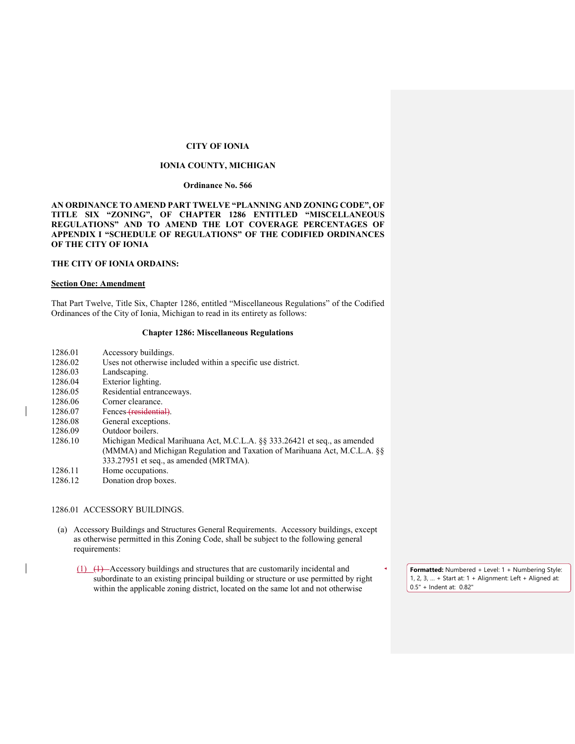**CITY OF IONIA**

**IONIA COUNTY, MICHIGAN**

**Ordinance No. 566**

**AN ORDINANCE TO AMEND PART TWELVE "PLANNING AND ZONING CODE", OF TITLE SIX "ZONING", OF CHAPTER 1286 ENTITLED "MISCELLANEOUS REGULATIONS" AND TO AMEND THE LOT COVERAGE PERCENTAGES OF APPENDIX I "SCHEDULE OF REGULATIONS" OF THE CODIFIED ORDINANCES OF THE CITY OF IONIA**

**THE CITY OF IONIA ORDAINS:**

**Section One: Amendment**

That Part Twelve, Title Six, Chapter 1286, entitled "Miscellaneous Regulations" of the Codified Ordinances of the City of Ionia, Michigan to read in its entirety as follows:

**Chapter 1286: Miscellaneous Regulations**

1286.01 Accessory buildings.
1286.02 Uses not otherwise included within a specific use district.
1286.03 Landscaping.
1286.04 Exterior lighting.
1286.05 Residential entranceways.
1286.06 Corner clearance.
1286.07 Fences ~~(residential)~~.
1286.08 General exceptions.
1286.09 Outdoor boilers.
1286.10 Michigan Medical Marihuana Act, M.C.L.A. §§ 333.26421 et seq., as amended (MMMA) and Michigan Regulation and Taxation of Marihuana Act, M.C.L.A. §§ 333.27951 et seq., as amended (MRTMA).
1286.11 Home occupations.
1286.12 Donation drop boxes.

1286.01 ACCESSORY BUILDINGS.

(a) Accessory Buildings and Structures General Requirements. Accessory buildings, except as otherwise permitted in this Zoning Code, shall be subject to the following general requirements:

(1) ~~(1)~~ Accessory buildings and structures that are customarily incidental and subordinate to an existing principal building or structure or use permitted by right within the applicable zoning district, located on the same lot and not otherwise

Formatted: Numbered + Level: 1 + Numbering Style: 1, 2, 3, … + Start at: 1 + Alignment: Left + Aligned at: 0.5" + Indent at: 0.82"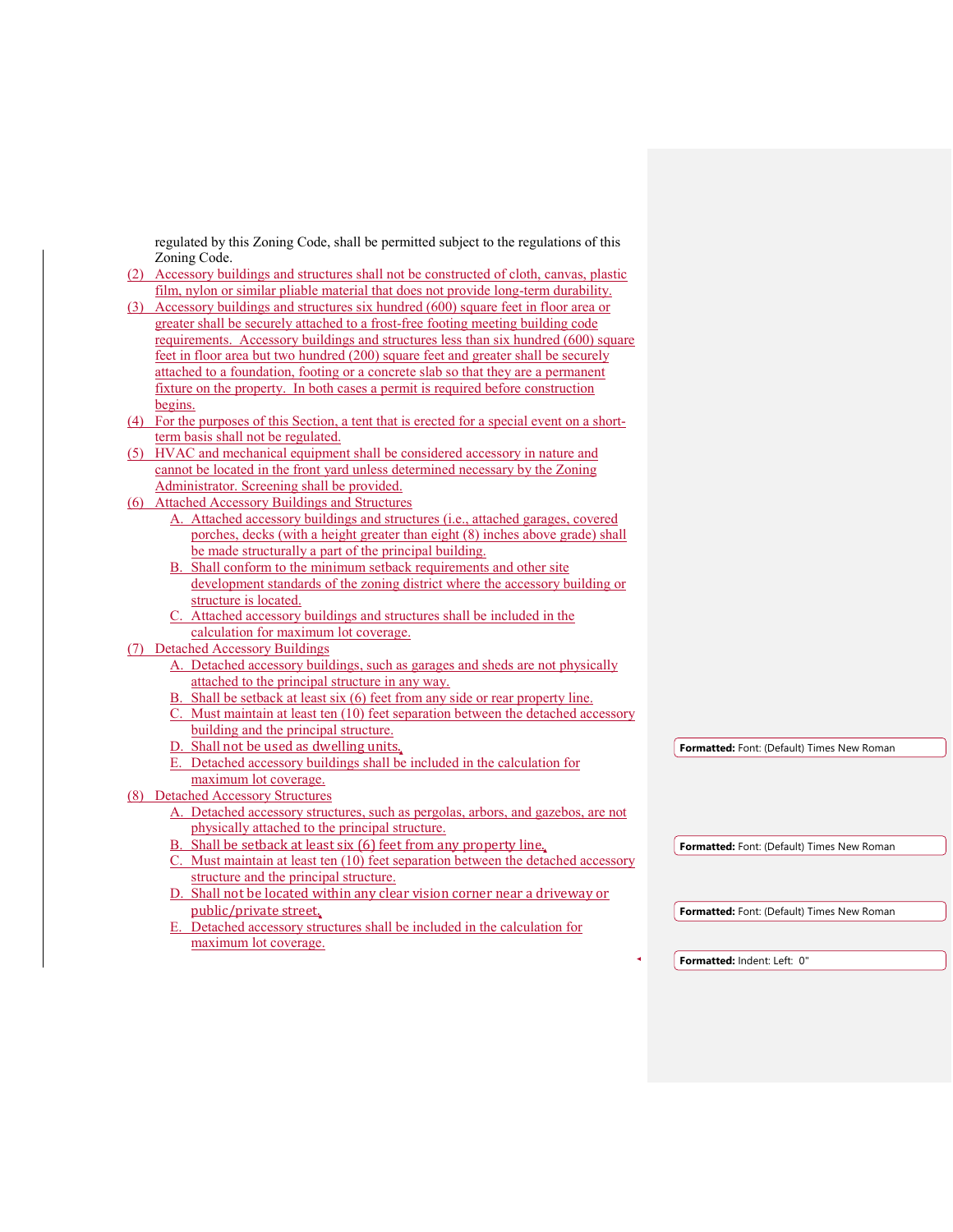regulated by this Zoning Code, shall be permitted subject to the regulations of this Zoning Code.

(2) Accessory buildings and structures shall not be constructed of cloth, canvas, plastic film, nylon or similar pliable material that does not provide long-term durability.

(3) Accessory buildings and structures six hundred (600) square feet in floor area or greater shall be securely attached to a frost-free footing meeting building code requirements. Accessory buildings and structures less than six hundred (600) square feet in floor area but two hundred (200) square feet and greater shall be securely attached to a foundation, footing or a concrete slab so that they are a permanent fixture on the property. In both cases a permit is required before construction begins.

(4) For the purposes of this Section, a tent that is erected for a special event on a short-term basis shall not be regulated.

(5) HVAC and mechanical equipment shall be considered accessory in nature and cannot be located in the front yard unless determined necessary by the Zoning Administrator. Screening shall be provided.

(6) Attached Accessory Buildings and Structures

   A. Attached accessory buildings and structures (i.e., attached garages, covered porches, decks (with a height greater than eight (8) inches above grade) shall be made structurally a part of the principal building.

   B. Shall conform to the minimum setback requirements and other site development standards of the zoning district where the accessory building or structure is located.

   C. Attached accessory buildings and structures shall be included in the calculation for maximum lot coverage.

(7) Detached Accessory Buildings

   A. Detached accessory buildings, such as garages and sheds are not physically attached to the principal structure in any way.

   B. Shall be setback at least six (6) feet from any side or rear property line.

   C. Must maintain at least ten (10) feet separation between the detached accessory building and the principal structure.

   D. Shall not be used as dwelling units.

   E. Detached accessory buildings shall be included in the calculation for maximum lot coverage.

(8) Detached Accessory Structures

   A. Detached accessory structures, such as pergolas, arbors, and gazebos, are not physically attached to the principal structure.

   B. Shall be setback at least six (6) feet from any property line.

   C. Must maintain at least ten (10) feet separation between the detached accessory structure and the principal structure.

   D. Shall not be located within any clear vision corner near a driveway or public/private street.

   E. Detached accessory structures shall be included in the calculation for maximum lot coverage.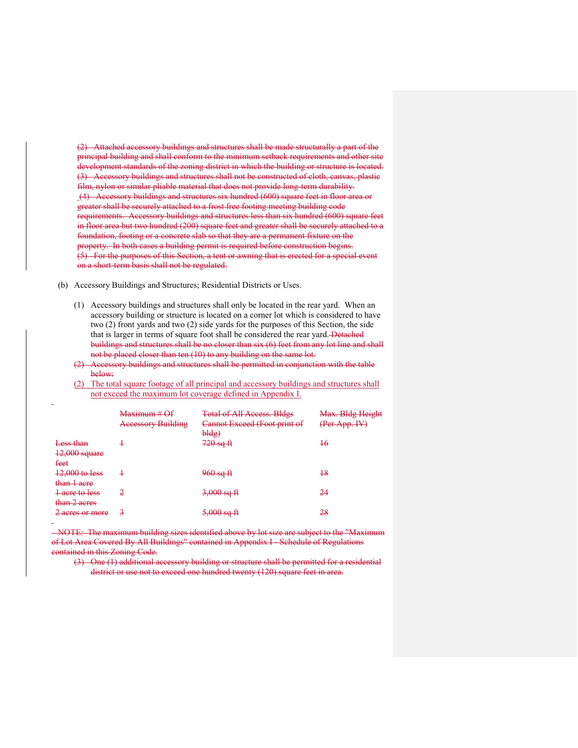~~(2) Attached accessory buildings and structures shall be made structurally a part of the principal building and shall conform to the minimum setback requirements and other site development standards of the zoning district in which the building or structure is located.~~
~~(3) Accessory buildings and structures shall not be constructed of cloth, canvas, plastic film, nylon or similar pliable material that does not provide long-term durability.~~
~~(4) Accessory buildings and structures six hundred (600) square feet in floor area or greater shall be securely attached to a frost free footing meeting building code requirements. Accessory buildings and structures less than six hundred (600) square feet in floor area but two hundred (200) square feet and greater shall be securely attached to a foundation, footing or a concrete slab so that they are a permanent fixture on the property. In both cases a building permit is required before construction begins.~~
~~(5) For the purposes of this Section, a tent or awning that is erected for a special event on a short-term basis shall not be regulated.~~

(b) Accessory Buildings and Structures; Residential Districts or Uses.

(1) Accessory buildings and structures shall only be located in the rear yard. When an accessory building or structure is located on a corner lot which is considered to have two (2) front yards and two (2) side yards for the purposes of this Section, the side that is larger in terms of square foot shall be considered the rear yard. ~~Detached buildings and structures shall be no closer than six (6) feet from any lot line and shall not be placed closer than ten (10) to any building on the same lot.~~

~~(2) Accessory buildings and structures shall be permitted in conjunction with the table below:~~

<u>(2) The total square footage of all principal and accessory buildings and structures shall not exceed the maximum lot coverage defined in Appendix I.</u>

| | ~~Maximum # Of Accessory Building~~ | ~~Total of All Access. Bldgs Cannot Exceed (Foot print of bldg)~~ | ~~Max. Bldg Height (Per App. IV)~~ |
|---|---|---|---|
| ~~Less than 12,000 square feet~~ | ~~1~~ | ~~720 sq ft~~ | ~~16~~ |
| ~~12,000 to less than 1 acre~~ | ~~1~~ | ~~960 sq ft~~ | ~~18~~ |
| ~~1 acre to less than 2 acres~~ | ~~2~~ | ~~3,000 sq ft~~ | ~~24~~ |
| ~~2 acres or more~~ | ~~3~~ | ~~5,000 sq ft~~ | ~~28~~ |

~~NOTE: The maximum building sizes identified above by lot size are subject to the "Maximum of Lot Area Covered By All Buildings" contained in Appendix I - Schedule of Regulations contained in this Zoning Code.~~

~~(3) One (1) additional accessory building or structure shall be permitted for a residential district or use not to exceed one hundred twenty (120) square feet in area.~~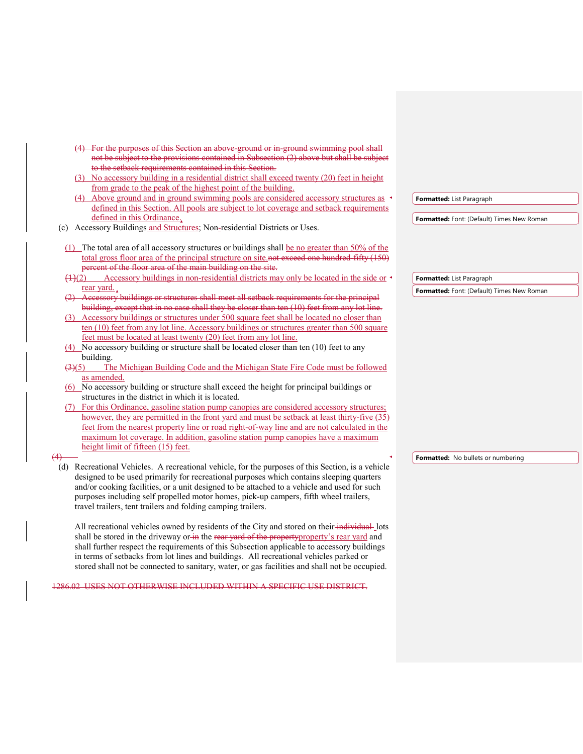(4) For the purposes of this Section an above-ground or in-ground swimming pool shall not be subject to the provisions contained in Subsection (2) above but shall be subject to the setback requirements contained in this Section.

(3) No accessory building in a residential district shall exceed twenty (20) feet in height from grade to the peak of the highest point of the building.

(4) Above ground and in ground swimming pools are considered accessory structures as defined in this Section. All pools are subject to lot coverage and setback requirements defined in this Ordinance.

(c) Accessory Buildings and Structures; Non-residential Districts or Uses.

(1) The total area of all accessory structures or buildings shall be no greater than 50% of the total gross floor area of the principal structure on site.not exceed one hundred-fifty (150) percent of the floor area of the main building on the site.

(1)(2) Accessory buildings in non-residential districts may only be located in the side or rear yard.

(2) Accessory buildings or structures shall meet all setback requirements for the principal building, except that in no case shall they be closer than ten (10) feet from any lot line.

(3) Accessory buildings or structures under 500 square feet shall be located no closer than ten (10) feet from any lot line. Accessory buildings or structures greater than 500 square feet must be located at least twenty (20) feet from any lot line.

(4) No accessory building or structure shall be located closer than ten (10) feet to any building.

(3)(5) The Michigan Building Code and the Michigan State Fire Code must be followed as amended.

(6) No accessory building or structure shall exceed the height for principal buildings or structures in the district in which it is located.

(7) For this Ordinance, gasoline station pump canopies are considered accessory structures; however, they are permitted in the front yard and must be setback at least thirty-five (35) feet from the nearest property line or road right-of-way line and are not calculated in the maximum lot coverage. In addition, gasoline station pump canopies have a maximum height limit of fifteen (15) feet.

(4)

(d) Recreational Vehicles. A recreational vehicle, for the purposes of this Section, is a vehicle designed to be used primarily for recreational purposes which contains sleeping quarters and/or cooking facilities, or a unit designed to be attached to a vehicle and used for such purposes including self propelled motor homes, pick-up campers, fifth wheel trailers, travel trailers, tent trailers and folding camping trailers.

All recreational vehicles owned by residents of the City and stored on their individual lots shall be stored in the driveway or in the rear yard of the propertyproperty's rear yard and shall further respect the requirements of this Subsection applicable to accessory buildings in terms of setbacks from lot lines and buildings. All recreational vehicles parked or stored shall not be connected to sanitary, water, or gas facilities and shall not be occupied.

1286.02 USES NOT OTHERWISE INCLUDED WITHIN A SPECIFIC USE DISTRICT.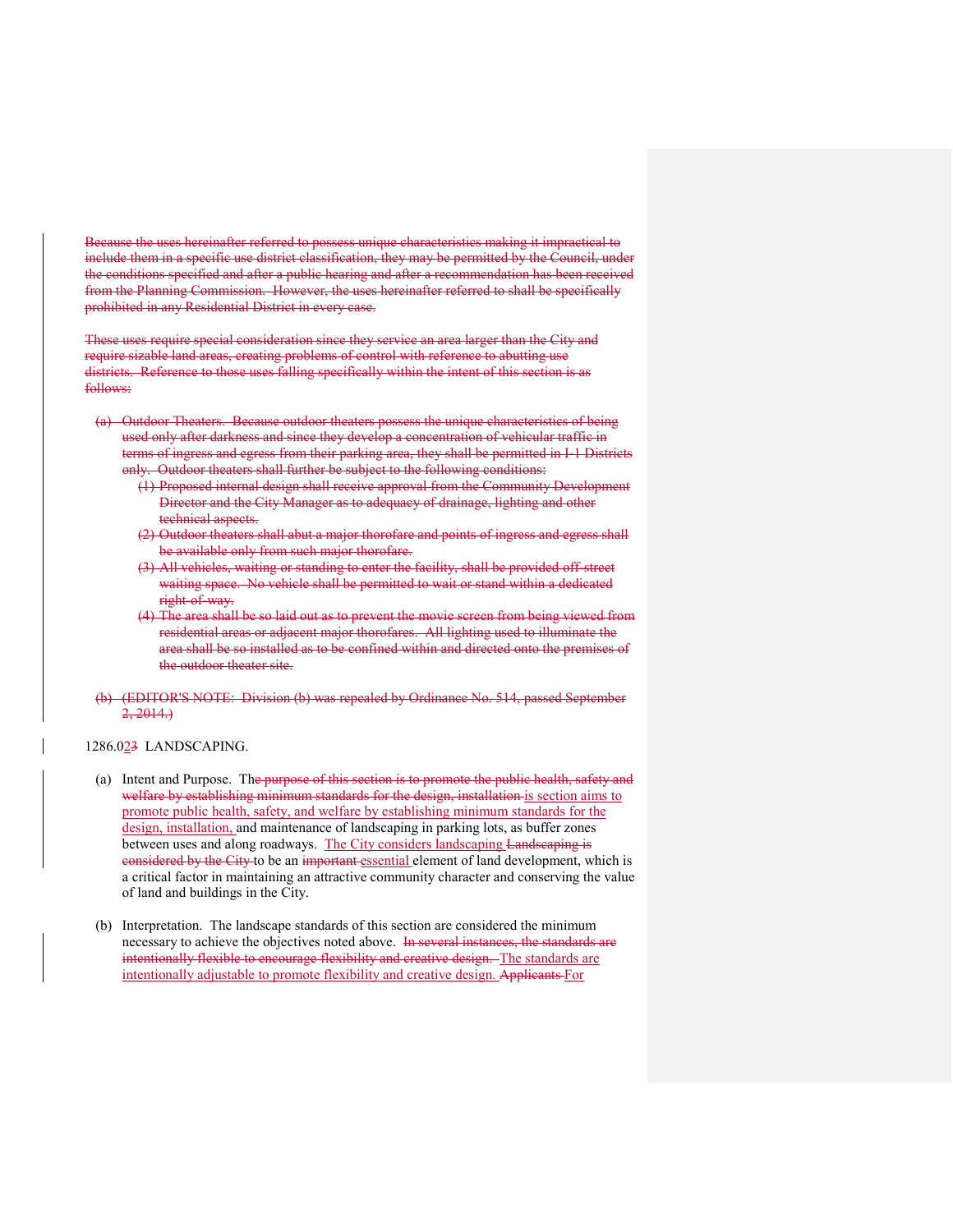~~Because the uses hereinafter referred to possess unique characteristics making it impractical to include them in a specific use district classification, they may be permitted by the Council, under the conditions specified and after a public hearing and after a recommendation has been received from the Planning Commission. However, the uses hereinafter referred to shall be specifically prohibited in any Residential District in every case.~~

~~These uses require special consideration since they service an area larger than the City and require sizable land areas, creating problems of control with reference to abutting use districts. Reference to those uses falling specifically within the intent of this section is as follows:~~

- ~~(a) Outdoor Theaters. Because outdoor theaters possess the unique characteristics of being used only after darkness and since they develop a concentration of vehicular traffic in terms of ingress and egress from their parking area, they shall be permitted in I-1 Districts only. Outdoor theaters shall further be subject to the following conditions:~~
  - ~~(1) Proposed internal design shall receive approval from the Community Development Director and the City Manager as to adequacy of drainage, lighting and other technical aspects.~~
  - ~~(2) Outdoor theaters shall abut a major thorofare and points of ingress and egress shall be available only from such major thorofare.~~
  - ~~(3) All vehicles, waiting or standing to enter the facility, shall be provided off-street waiting space. No vehicle shall be permitted to wait or stand within a dedicated right-of-way.~~
  - ~~(4) The area shall be so laid out as to prevent the movie screen from being viewed from residential areas or adjacent major thorofares. All lighting used to illuminate the area shall be so installed as to be confined within and directed onto the premises of the outdoor theater site.~~
- ~~(b) (EDITOR'S NOTE: Division (b) was repealed by Ordinance No. 514, passed September 2, 2014.)~~

1286.02~~3~~ LANDSCAPING.

(a) Intent and Purpose. Th~~e purpose of this section is to promote the public health, safety and welfare by establishing minimum standards for the design, installation~~ is section aims to promote public health, safety, and welfare by establishing minimum standards for the design, installation, and maintenance of landscaping in parking lots, as buffer zones between uses and along roadways. The City considers landscaping ~~Landscaping is considered by the City~~ to be an ~~important~~ essential element of land development, which is a critical factor in maintaining an attractive community character and conserving the value of land and buildings in the City.

(b) Interpretation. The landscape standards of this section are considered the minimum necessary to achieve the objectives noted above. ~~In several instances, the standards are intentionally flexible to encourage flexibility and creative design.~~ The standards are intentionally adjustable to promote flexibility and creative design. ~~Applicants~~ For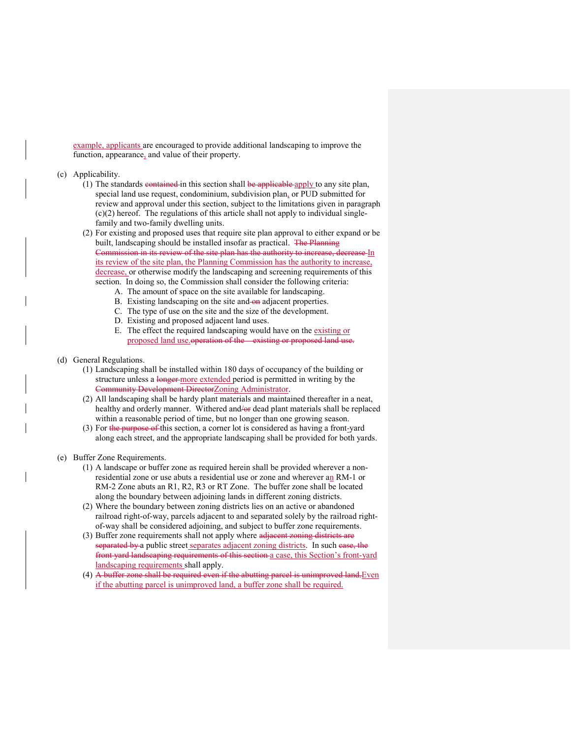example, applicants are encouraged to provide additional landscaping to improve the function, appearance, and value of their property.

(c) Applicability.

(1) The standards ~~contained~~ in this section shall ~~be applicable~~ apply to any site plan, special land use request, condominium, subdivision plan, or PUD submitted for review and approval under this section, subject to the limitations given in paragraph (c)(2) hereof. The regulations of this article shall not apply to individual single-family and two-family dwelling units.

(2) For existing and proposed uses that require site plan approval to either expand or be built, landscaping should be installed insofar as practical. ~~The Planning Commission in its review of the site plan has the authority to increase, decrease~~ In its review of the site plan, the Planning Commission has the authority to increase, decrease, or otherwise modify the landscaping and screening requirements of this section. In doing so, the Commission shall consider the following criteria:

A. The amount of space on the site available for landscaping.

B. Existing landscaping on the site and ~~on~~ adjacent properties.

C. The type of use on the site and the size of the development.

D. Existing and proposed adjacent land uses.

E. The effect the required landscaping would have on the existing or proposed land use. ~~operation of the existing or proposed land use.~~

(d) General Regulations.

(1) Landscaping shall be installed within 180 days of occupancy of the building or structure unless a ~~longer~~ more extended period is permitted in writing by the ~~Community Development Director~~ Zoning Administrator.

(2) All landscaping shall be hardy plant materials and maintained thereafter in a neat, healthy and orderly manner. Withered and~~/or~~ dead plant materials shall be replaced within a reasonable period of time, but no longer than one growing season.

(3) For ~~the purpose of~~ this section, a corner lot is considered as having a front-yard along each street, and the appropriate landscaping shall be provided for both yards.

(e) Buffer Zone Requirements.

(1) A landscape or buffer zone as required herein shall be provided wherever a non-residential zone or use abuts a residential use or zone and wherever an RM-1 or RM-2 Zone abuts an R1, R2, R3 or RT Zone. The buffer zone shall be located along the boundary between adjoining lands in different zoning districts.

(2) Where the boundary between zoning districts lies on an active or abandoned railroad right-of-way, parcels adjacent to and separated solely by the railroad right-of-way shall be considered adjoining, and subject to buffer zone requirements.

(3) Buffer zone requirements shall not apply where ~~adjacent zoning districts are separated by~~ a public street separates adjacent zoning districts. In such ~~case, the front yard landscaping requirements of this section~~ a case, this Section's front-yard landscaping requirements shall apply.

(4) ~~A buffer zone shall be required even if the abutting parcel is unimproved land.~~ Even if the abutting parcel is unimproved land, a buffer zone shall be required.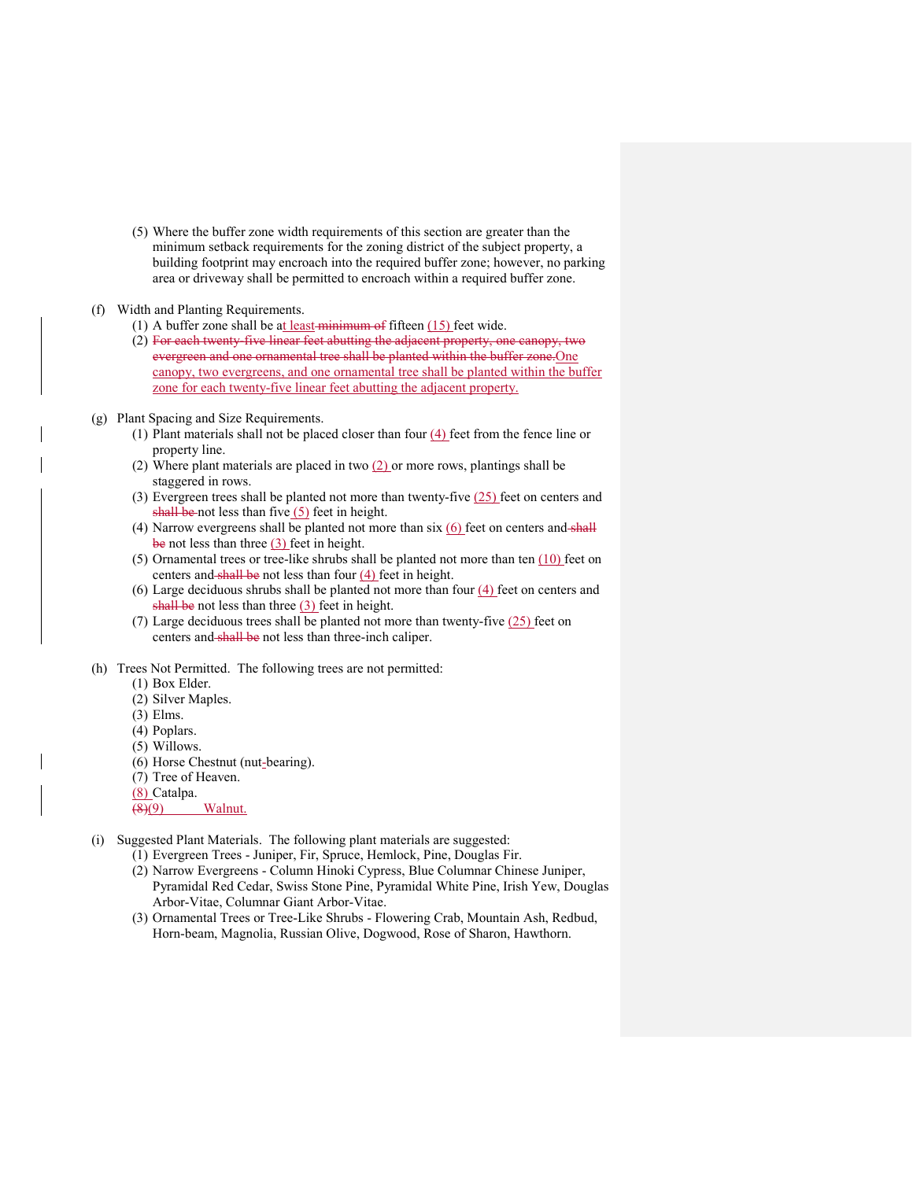(5) Where the buffer zone width requirements of this section are greater than the minimum setback requirements for the zoning district of the subject property, a building footprint may encroach into the required buffer zone; however, no parking area or driveway shall be permitted to encroach within a required buffer zone.

(f) Width and Planting Requirements.

(1) A buffer zone shall be a~~t least~~ ~~minimum of~~ fifteen (15) feet wide.

(2) ~~For each twenty-five linear feet abutting the adjacent property, one canopy, two evergreen and one ornamental tree shall be planted within the buffer zone.~~ One canopy, two evergreens, and one ornamental tree shall be planted within the buffer zone for each twenty-five linear feet abutting the adjacent property.

(g) Plant Spacing and Size Requirements.

(1) Plant materials shall not be placed closer than four (4) feet from the fence line or property line.

(2) Where plant materials are placed in two (2) or more rows, plantings shall be staggered in rows.

(3) Evergreen trees shall be planted not more than twenty-five (25) feet on centers and ~~shall be~~ not less than five (5) feet in height.

(4) Narrow evergreens shall be planted not more than six (6) feet on centers and ~~shall be~~ not less than three (3) feet in height.

(5) Ornamental trees or tree-like shrubs shall be planted not more than ten (10) feet on centers and ~~shall be~~ not less than four (4) feet in height.

(6) Large deciduous shrubs shall be planted not more than four (4) feet on centers and ~~shall be~~ not less than three (3) feet in height.

(7) Large deciduous trees shall be planted not more than twenty-five (25) feet on centers and ~~shall be~~ not less than three-inch caliper.

(h) Trees Not Permitted. The following trees are not permitted:

(1) Box Elder.

(2) Silver Maples.

(3) Elms.

(4) Poplars.

(5) Willows.

(6) Horse Chestnut (nut-bearing).

(7) Tree of Heaven.

(8) Catalpa.

~~(8)~~(9) Walnut.

(i) Suggested Plant Materials. The following plant materials are suggested:

(1) Evergreen Trees - Juniper, Fir, Spruce, Hemlock, Pine, Douglas Fir.

(2) Narrow Evergreens - Column Hinoki Cypress, Blue Columnar Chinese Juniper, Pyramidal Red Cedar, Swiss Stone Pine, Pyramidal White Pine, Irish Yew, Douglas Arbor-Vitae, Columnar Giant Arbor-Vitae.

(3) Ornamental Trees or Tree-Like Shrubs - Flowering Crab, Mountain Ash, Redbud, Horn-beam, Magnolia, Russian Olive, Dogwood, Rose of Sharon, Hawthorn.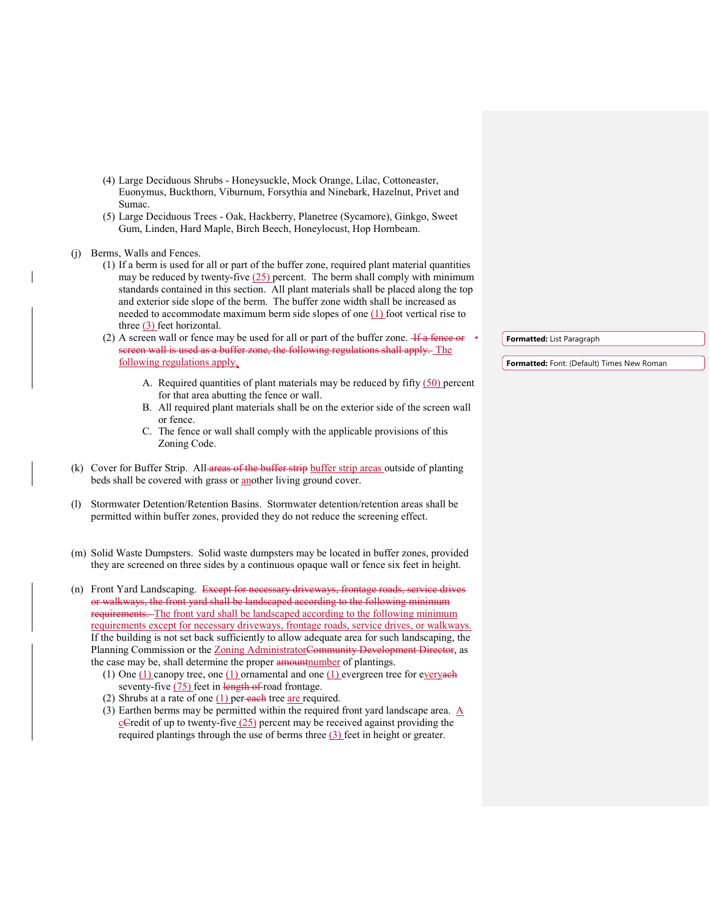(4) Large Deciduous Shrubs - Honeysuckle, Mock Orange, Lilac, Cottoneaster, Euonymus, Buckthorn, Viburnum, Forsythia and Ninebark, Hazelnut, Privet and Sumac.

(5) Large Deciduous Trees - Oak, Hackberry, Planetree (Sycamore), Ginkgo, Sweet Gum, Linden, Hard Maple, Birch Beech, Honeylocust, Hop Hornbeam.

(j) Berms, Walls and Fences.

(1) If a berm is used for all or part of the buffer zone, required plant material quantities may be reduced by twenty-five (25) percent. The berm shall comply with minimum standards contained in this section. All plant materials shall be placed along the top and exterior side slope of the berm. The buffer zone width shall be increased as needed to accommodate maximum berm side slopes of one (1) foot vertical rise to three (3) feet horizontal.

(2) A screen wall or fence may be used for all or part of the buffer zone. ~~If a fence or screen wall is used as a buffer zone, the following regulations shall apply.~~ The following regulations apply.

A. Required quantities of plant materials may be reduced by fifty (50) percent for that area abutting the fence or wall.

B. All required plant materials shall be on the exterior side of the screen wall or fence.

C. The fence or wall shall comply with the applicable provisions of this Zoning Code.

(k) Cover for Buffer Strip. All ~~areas of the buffer strip~~ buffer strip areas outside of planting beds shall be covered with grass or another living ground cover.

(l) Stormwater Detention/Retention Basins. Stormwater detention/retention areas shall be permitted within buffer zones, provided they do not reduce the screening effect.

(m) Solid Waste Dumpsters. Solid waste dumpsters may be located in buffer zones, provided they are screened on three sides by a continuous opaque wall or fence six feet in height.

(n) Front Yard Landscaping. ~~Except for necessary driveways, frontage roads, service drives or walkways, the front yard shall be landscaped according to the following minimum requirements.~~ The front yard shall be landscaped according to the following minimum requirements except for necessary driveways, frontage roads, service drives, or walkways. If the building is not set back sufficiently to allow adequate area for such landscaping, the Planning Commission or the Zoning Administrator~~Community Development Director~~, as the case may be, shall determine the proper ~~amount~~number of plantings.

(1) One (1) canopy tree, one (1) ornamental and one (1) evergreen tree for every~~each~~ seventy-five (75) feet in ~~length of~~ road frontage.

(2) Shrubs at a rate of one (1) per ~~each~~ tree are required.

(3) Earthen berms may be permitted within the required front yard landscape area. A c~~C~~redit of up to twenty-five (25) percent may be received against providing the required plantings through the use of berms three (3) feet in height or greater.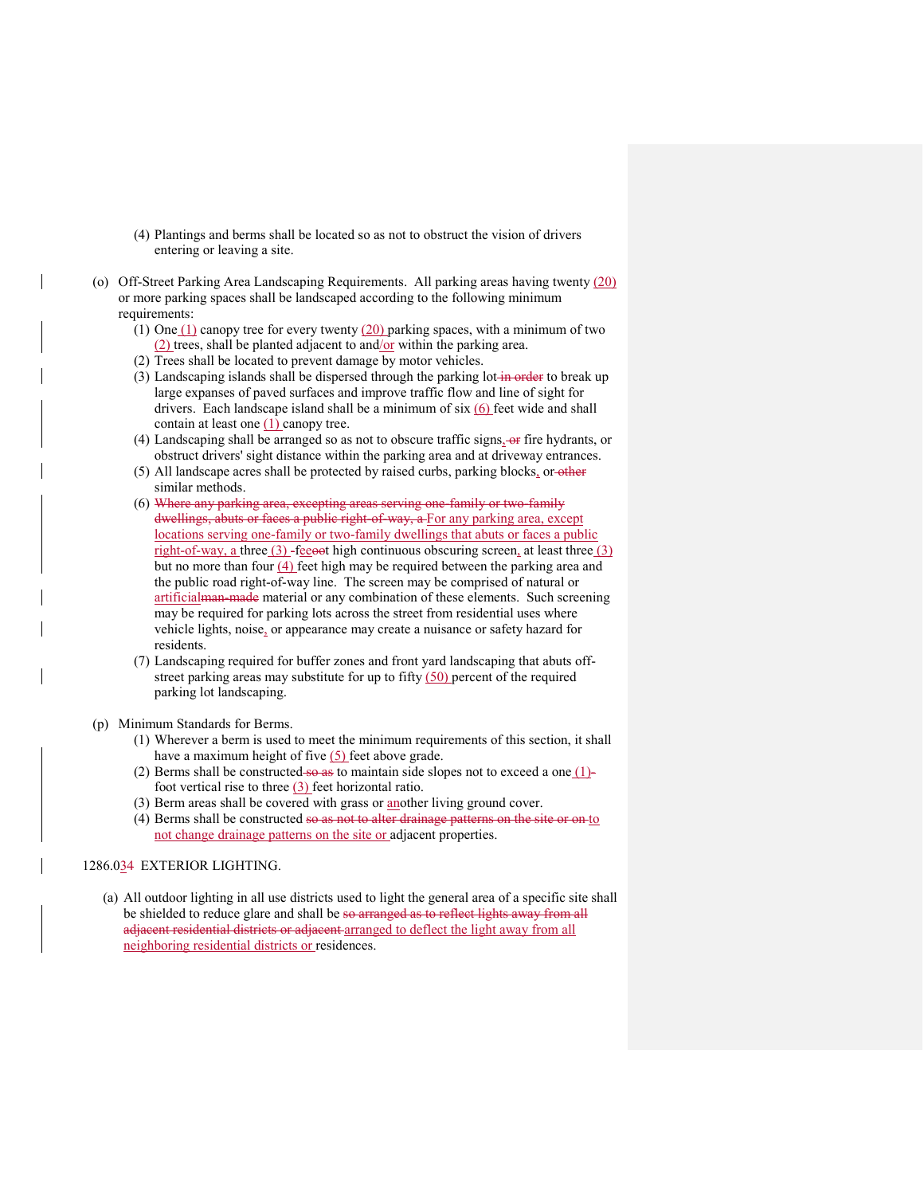(4) Plantings and berms shall be located so as not to obstruct the vision of drivers entering or leaving a site.

(o) Off-Street Parking Area Landscaping Requirements. All parking areas having twenty (20) or more parking spaces shall be landscaped according to the following minimum requirements:

(1) One (1) canopy tree for every twenty (20) parking spaces, with a minimum of two (2) trees, shall be planted adjacent to and/or within the parking area.
(2) Trees shall be located to prevent damage by motor vehicles.
(3) Landscaping islands shall be dispersed through the parking lot ~~in order~~ to break up large expanses of paved surfaces and improve traffic flow and line of sight for drivers. Each landscape island shall be a minimum of six (6) feet wide and shall contain at least one (1) canopy tree.
(4) Landscaping shall be arranged so as not to obscure traffic signs, ~~or~~ fire hydrants, or obstruct drivers' sight distance within the parking area and at driveway entrances.
(5) All landscape acres shall be protected by raised curbs, parking blocks, or ~~other~~ similar methods.
(6) ~~Where any parking area, excepting areas serving one-family or two-family dwellings, abuts or faces a public right-of-way, a~~ For any parking area, except locations serving one-family or two-family dwellings that abuts or faces a public right-of-way, a three (3) -fe~~oo~~et high continuous obscuring screen, at least three (3) but no more than four (4) feet high may be required between the parking area and the public road right-of-way line. The screen may be comprised of natural or artificial~~man-made~~ material or any combination of these elements. Such screening may be required for parking lots across the street from residential uses where vehicle lights, noise, or appearance may create a nuisance or safety hazard for residents.
(7) Landscaping required for buffer zones and front yard landscaping that abuts off-street parking areas may substitute for up to fifty (50) percent of the required parking lot landscaping.

(p) Minimum Standards for Berms.

(1) Wherever a berm is used to meet the minimum requirements of this section, it shall have a maximum height of five (5) feet above grade.
(2) Berms shall be constructed ~~so as~~ to maintain side slopes not to exceed a one (1)~~-~~ foot vertical rise to three (3) feet horizontal ratio.
(3) Berm areas shall be covered with grass or another living ground cover.
(4) Berms shall be constructed ~~so as not to alter drainage patterns on the site or on~~ to not change drainage patterns on the site or adjacent properties.

## 1286.03~~4~~ EXTERIOR LIGHTING.

(a) All outdoor lighting in all use districts used to light the general area of a specific site shall be shielded to reduce glare and shall be ~~so arranged as to reflect lights away from all adjacent residential districts or adjacent~~ arranged to deflect the light away from all neighboring residential districts or residences.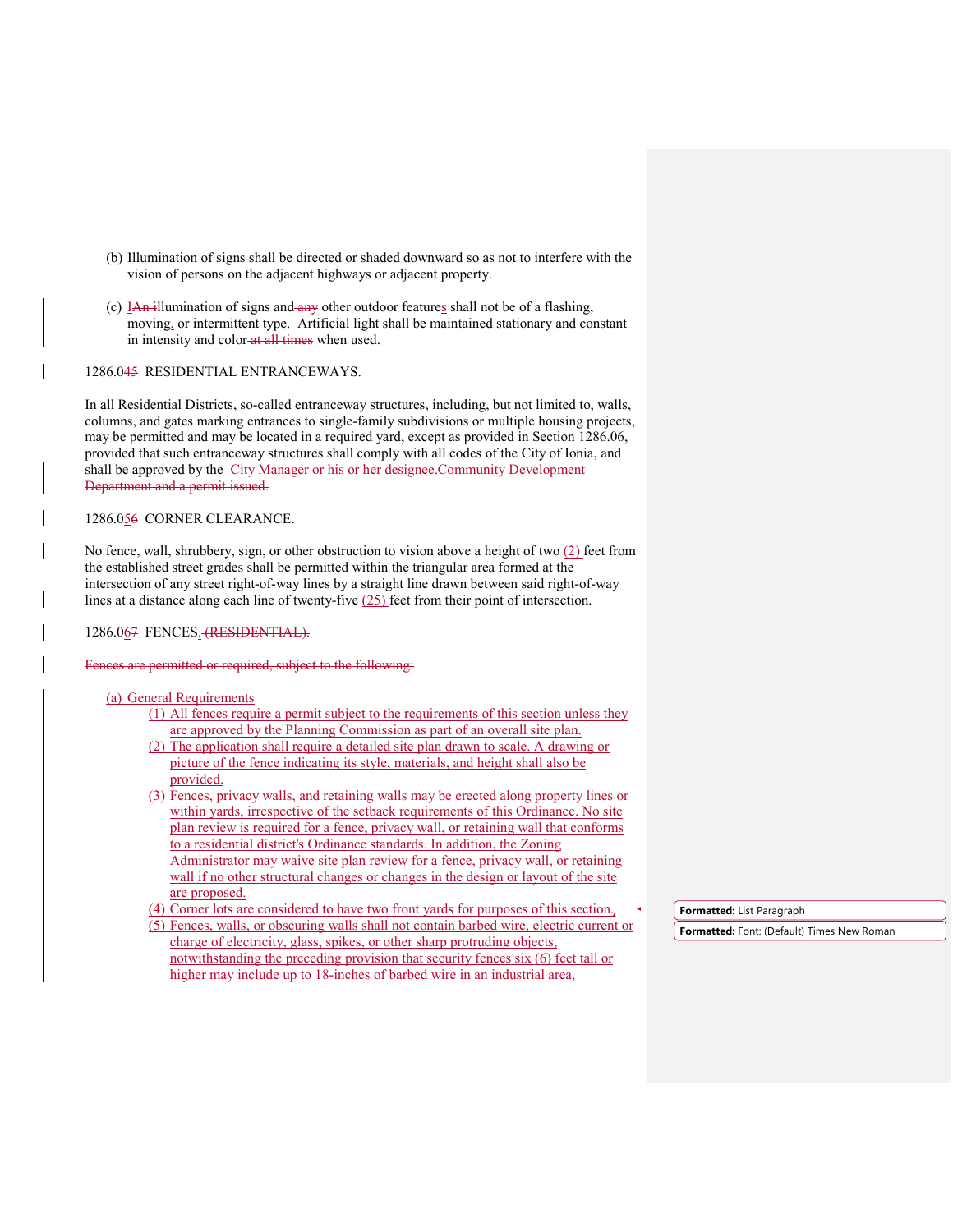(b) Illumination of signs shall be directed or shaded downward so as not to interfere with the vision of persons on the adjacent highways or adjacent property.

(c) IAn illumination of signs and any other outdoor features shall not be of a flashing, moving, or intermittent type. Artificial light shall be maintained stationary and constant in intensity and color at all times when used.

1286.045 RESIDENTIAL ENTRANCEWAYS.

In all Residential Districts, so-called entranceway structures, including, but not limited to, walls, columns, and gates marking entrances to single-family subdivisions or multiple housing projects, may be permitted and may be located in a required yard, except as provided in Section 1286.06, provided that such entranceway structures shall comply with all codes of the City of Ionia, and shall be approved by the City Manager or his or her designee.Community Development Department and a permit issued.

1286.056 CORNER CLEARANCE.

No fence, wall, shrubbery, sign, or other obstruction to vision above a height of two (2) feet from the established street grades shall be permitted within the triangular area formed at the intersection of any street right-of-way lines by a straight line drawn between said right-of-way lines at a distance along each line of twenty-five (25) feet from their point of intersection.

1286.067 FENCES. (RESIDENTIAL).

Fences are permitted or required, subject to the following:

(a) General Requirements

(1) All fences require a permit subject to the requirements of this section unless they are approved by the Planning Commission as part of an overall site plan.

(2) The application shall require a detailed site plan drawn to scale. A drawing or picture of the fence indicating its style, materials, and height shall also be provided.

(3) Fences, privacy walls, and retaining walls may be erected along property lines or within yards, irrespective of the setback requirements of this Ordinance. No site plan review is required for a fence, privacy wall, or retaining wall that conforms to a residential district's Ordinance standards. In addition, the Zoning Administrator may waive site plan review for a fence, privacy wall, or retaining wall if no other structural changes or changes in the design or layout of the site are proposed.

(4) Corner lots are considered to have two front yards for purposes of this section.

(5) Fences, walls, or obscuring walls shall not contain barbed wire, electric current or charge of electricity, glass, spikes, or other sharp protruding objects, notwithstanding the preceding provision that security fences six (6) feet tall or higher may include up to 18-inches of barbed wire in an industrial area,

Formatted: List Paragraph

Formatted: Font: (Default) Times New Roman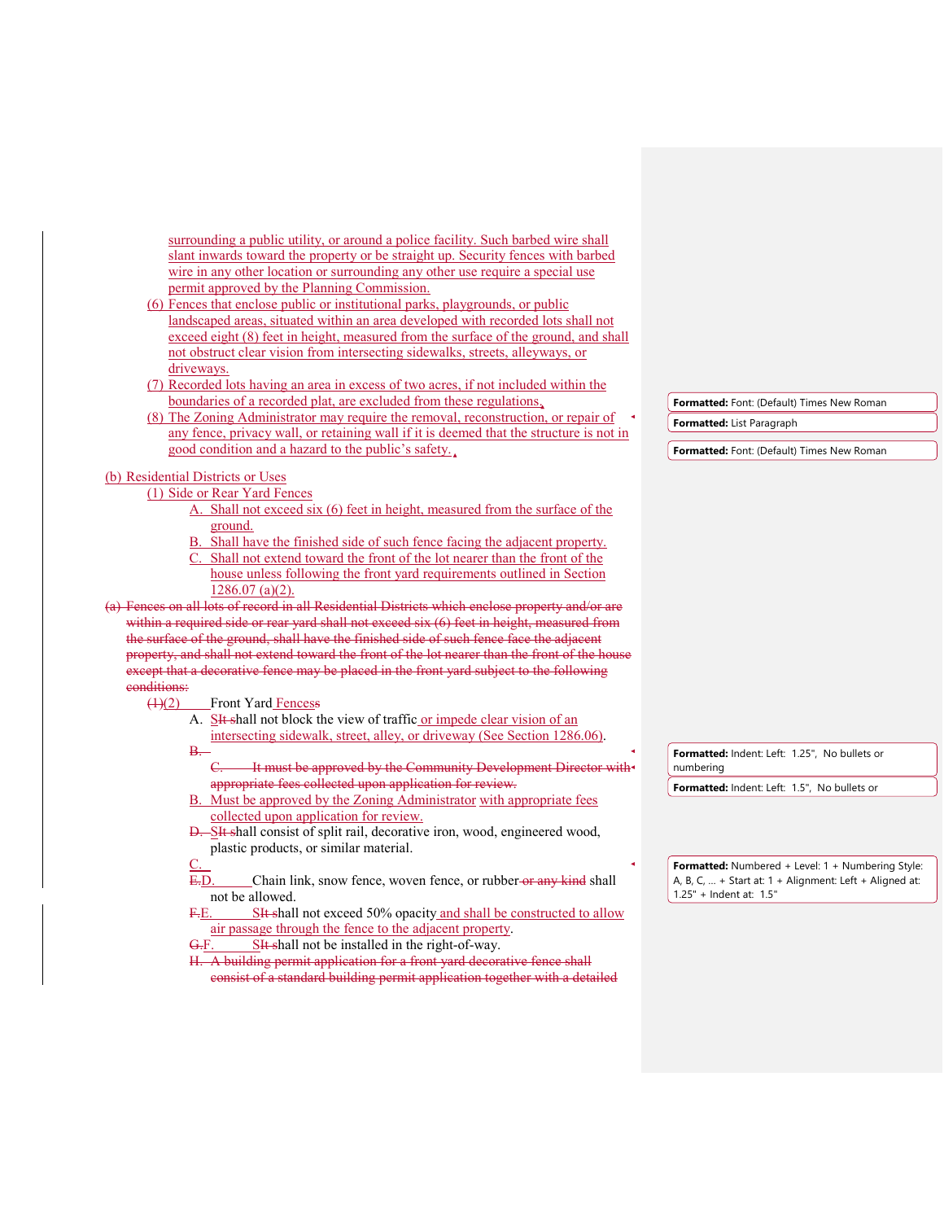surrounding a public utility, or around a police facility. Such barbed wire shall slant inwards toward the property or be straight up. Security fences with barbed wire in any other location or surrounding any other use require a special use permit approved by the Planning Commission.

(6) Fences that enclose public or institutional parks, playgrounds, or public landscaped areas, situated within an area developed with recorded lots shall not exceed eight (8) feet in height, measured from the surface of the ground, and shall not obstruct clear vision from intersecting sidewalks, streets, alleyways, or driveways.

(7) Recorded lots having an area in excess of two acres, if not included within the boundaries of a recorded plat, are excluded from these regulations.

(8) The Zoning Administrator may require the removal, reconstruction, or repair of any fence, privacy wall, or retaining wall if it is deemed that the structure is not in good condition and a hazard to the public's safety.

(b) Residential Districts or Uses

(1) Side or Rear Yard Fences

A. Shall not exceed six (6) feet in height, measured from the surface of the ground.

B. Shall have the finished side of such fence facing the adjacent property.

C. Shall not extend toward the front of the lot nearer than the front of the house unless following the front yard requirements outlined in Section 1286.07 (a)(2).

~~(a) Fences on all lots of record in all Residential Districts which enclose property and/or are within a required side or rear yard shall not exceed six (6) feet in height, measured from the surface of the ground, shall have the finished side of such fence face the adjacent property, and shall not extend toward the front of the lot nearer than the front of the house except that a decorative fence may be placed in the front yard subject to the following conditions:~~

~~(1)~~(2) Front Yard Fences

A. ~~It s~~Shall not block the view of traffic or impede clear vision of an intersecting sidewalk, street, alley, or driveway (See Section 1286.06).

~~B.~~

~~C. It must be approved by the Community Development Director with appropriate fees collected upon application for review.~~

B. Must be approved by the Zoning Administrator with appropriate fees collected upon application for review.

~~D. It s~~C. Shall consist of split rail, decorative iron, wood, engineered wood, plastic products, or similar material.

~~E.~~D. Chain link, snow fence, woven fence, or rubber ~~or any kind~~ shall not be allowed.

~~F.~~E. ~~It s~~Shall not exceed 50% opacity and shall be constructed to allow air passage through the fence to the adjacent property.

~~G.~~F. ~~It s~~Shall not be installed in the right-of-way.

~~H. A building permit application for a front yard decorative fence shall consist of a standard building permit application together with a detailed~~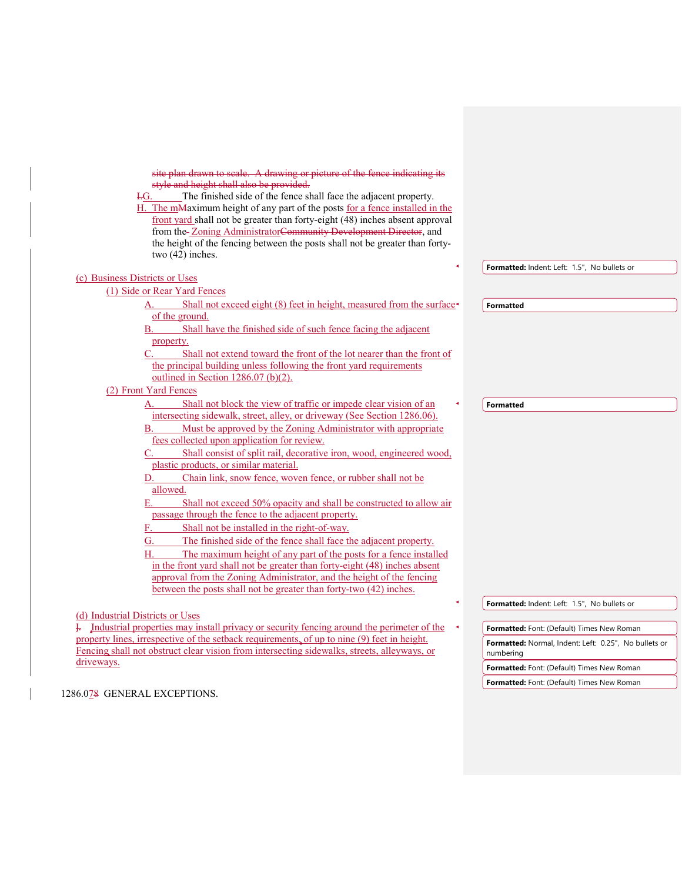site plan drawn to scale. A drawing or picture of the fence indicating its style and height shall also be provided.

I.G. The finished side of the fence shall face the adjacent property.

H. The mMaximum height of any part of the posts for a fence installed in the front yard shall not be greater than forty-eight (48) inches absent approval from the Zoning AdministratorCommunity Development Director, and the height of the fencing between the posts shall not be greater than forty-two (42) inches.

(c) Business Districts or Uses

(1) Side or Rear Yard Fences

A. Shall not exceed eight (8) feet in height, measured from the surface of the ground.

B. Shall have the finished side of such fence facing the adjacent property.

C. Shall not extend toward the front of the lot nearer than the front of the principal building unless following the front yard requirements outlined in Section 1286.07 (b)(2).

(2) Front Yard Fences

A. Shall not block the view of traffic or impede clear vision of an intersecting sidewalk, street, alley, or driveway (See Section 1286.06).

B. Must be approved by the Zoning Administrator with appropriate fees collected upon application for review.

C. Shall consist of split rail, decorative iron, wood, engineered wood, plastic products, or similar material.

D. Chain link, snow fence, woven fence, or rubber shall not be allowed.

E. Shall not exceed 50% opacity and shall be constructed to allow air passage through the fence to the adjacent property.

F. Shall not be installed in the right-of-way.

G. The finished side of the fence shall face the adjacent property.

H. The maximum height of any part of the posts for a fence installed in the front yard shall not be greater than forty-eight (48) inches absent approval from the Zoning Administrator, and the height of the fencing between the posts shall not be greater than forty-two (42) inches.

(d) Industrial Districts or Uses

J. Industrial properties may install privacy or security fencing around the perimeter of the property lines, irrespective of the setback requirements, of up to nine (9) feet in height. Fencing shall not obstruct clear vision from intersecting sidewalks, streets, alleyways, or driveways.

1286.078 GENERAL EXCEPTIONS.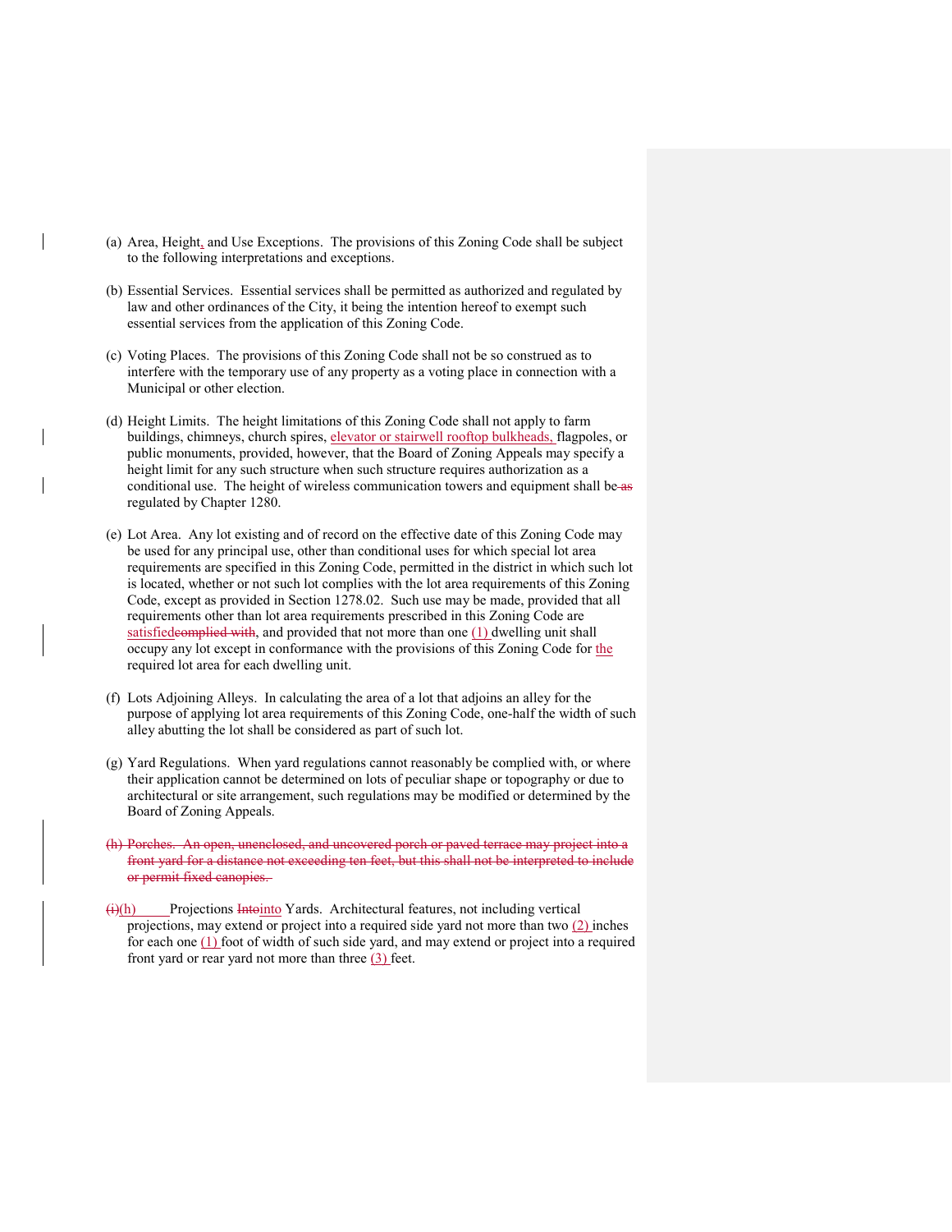(a) Area, Height, and Use Exceptions. The provisions of this Zoning Code shall be subject to the following interpretations and exceptions.

(b) Essential Services. Essential services shall be permitted as authorized and regulated by law and other ordinances of the City, it being the intention hereof to exempt such essential services from the application of this Zoning Code.

(c) Voting Places. The provisions of this Zoning Code shall not be so construed as to interfere with the temporary use of any property as a voting place in connection with a Municipal or other election.

(d) Height Limits. The height limitations of this Zoning Code shall not apply to farm buildings, chimneys, church spires, elevator or stairwell rooftop bulkheads, flagpoles, or public monuments, provided, however, that the Board of Zoning Appeals may specify a height limit for any such structure when such structure requires authorization as a conditional use. The height of wireless communication towers and equipment shall be ~~as~~ regulated by Chapter 1280.

(e) Lot Area. Any lot existing and of record on the effective date of this Zoning Code may be used for any principal use, other than conditional uses for which special lot area requirements are specified in this Zoning Code, permitted in the district in which such lot is located, whether or not such lot complies with the lot area requirements of this Zoning Code, except as provided in Section 1278.02. Such use may be made, provided that all requirements other than lot area requirements prescribed in this Zoning Code are satisfied~~complied with~~, and provided that not more than one (1) dwelling unit shall occupy any lot except in conformance with the provisions of this Zoning Code for the required lot area for each dwelling unit.

(f) Lots Adjoining Alleys. In calculating the area of a lot that adjoins an alley for the purpose of applying lot area requirements of this Zoning Code, one-half the width of such alley abutting the lot shall be considered as part of such lot.

(g) Yard Regulations. When yard regulations cannot reasonably be complied with, or where their application cannot be determined on lots of peculiar shape or topography or due to architectural or site arrangement, such regulations may be modified or determined by the Board of Zoning Appeals.

~~(h) Porches. An open, unenclosed, and uncovered porch or paved terrace may project into a front yard for a distance not exceeding ten feet, but this shall not be interpreted to include or permit fixed canopies.~~

~~(i)~~(h) Projections ~~Into~~into Yards. Architectural features, not including vertical projections, may extend or project into a required side yard not more than two (2) inches for each one (1) foot of width of such side yard, and may extend or project into a required front yard or rear yard not more than three (3) feet.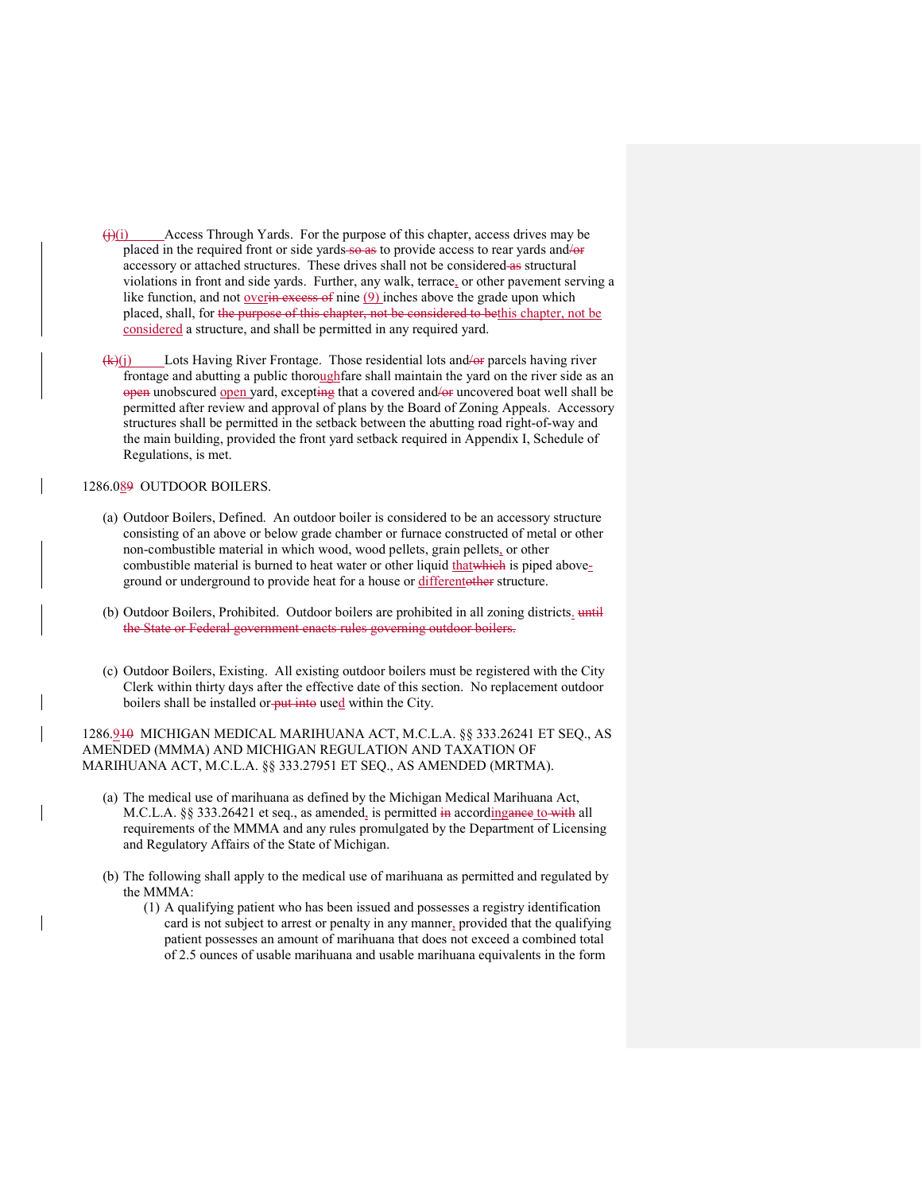(j)(i) Access Through Yards. For the purpose of this chapter, access drives may be placed in the required front or side yards so as to provide access to rear yards and/or accessory or attached structures. These drives shall not be considered as structural violations in front and side yards. Further, any walk, terrace, or other pavement serving a like function, and not overin excess of nine (9) inches above the grade upon which placed, shall, for the purpose of this chapter, not be considered to bethis chapter, not be considered a structure, and shall be permitted in any required yard.

(k)(j) Lots Having River Frontage. Those residential lots and/or parcels having river frontage and abutting a public thoroughfare shall maintain the yard on the river side as an open unobscured open yard, excepting that a covered and/or uncovered boat well shall be permitted after review and approval of plans by the Board of Zoning Appeals. Accessory structures shall be permitted in the setback between the abutting road right-of-way and the main building, provided the front yard setback required in Appendix I, Schedule of Regulations, is met.

1286.089 OUTDOOR BOILERS.

(a) Outdoor Boilers, Defined. An outdoor boiler is considered to be an accessory structure consisting of an above or below grade chamber or furnace constructed of metal or other non-combustible material in which wood, wood pellets, grain pellets, or other combustible material is burned to heat water or other liquid thatwhich is piped above-ground or underground to provide heat for a house or differentother structure.

(b) Outdoor Boilers, Prohibited. Outdoor boilers are prohibited in all zoning districts. until the State or Federal government enacts rules governing outdoor boilers.

(c) Outdoor Boilers, Existing. All existing outdoor boilers must be registered with the City Clerk within thirty days after the effective date of this section. No replacement outdoor boilers shall be installed or put into used within the City.

1286.910 MICHIGAN MEDICAL MARIHUANA ACT, M.C.L.A. §§ 333.26241 ET SEQ., AS AMENDED (MMMA) AND MICHIGAN REGULATION AND TAXATION OF MARIHUANA ACT, M.C.L.A. §§ 333.27951 ET SEQ., AS AMENDED (MRTMA).

(a) The medical use of marihuana as defined by the Michigan Medical Marihuana Act, M.C.L.A. §§ 333.26421 et seq., as amended, is permitted in accordingance to with all requirements of the MMMA and any rules promulgated by the Department of Licensing and Regulatory Affairs of the State of Michigan.

(b) The following shall apply to the medical use of marihuana as permitted and regulated by the MMMA:

   (1) A qualifying patient who has been issued and possesses a registry identification card is not subject to arrest or penalty in any manner, provided that the qualifying patient possesses an amount of marihuana that does not exceed a combined total of 2.5 ounces of usable marihuana and usable marihuana equivalents in the form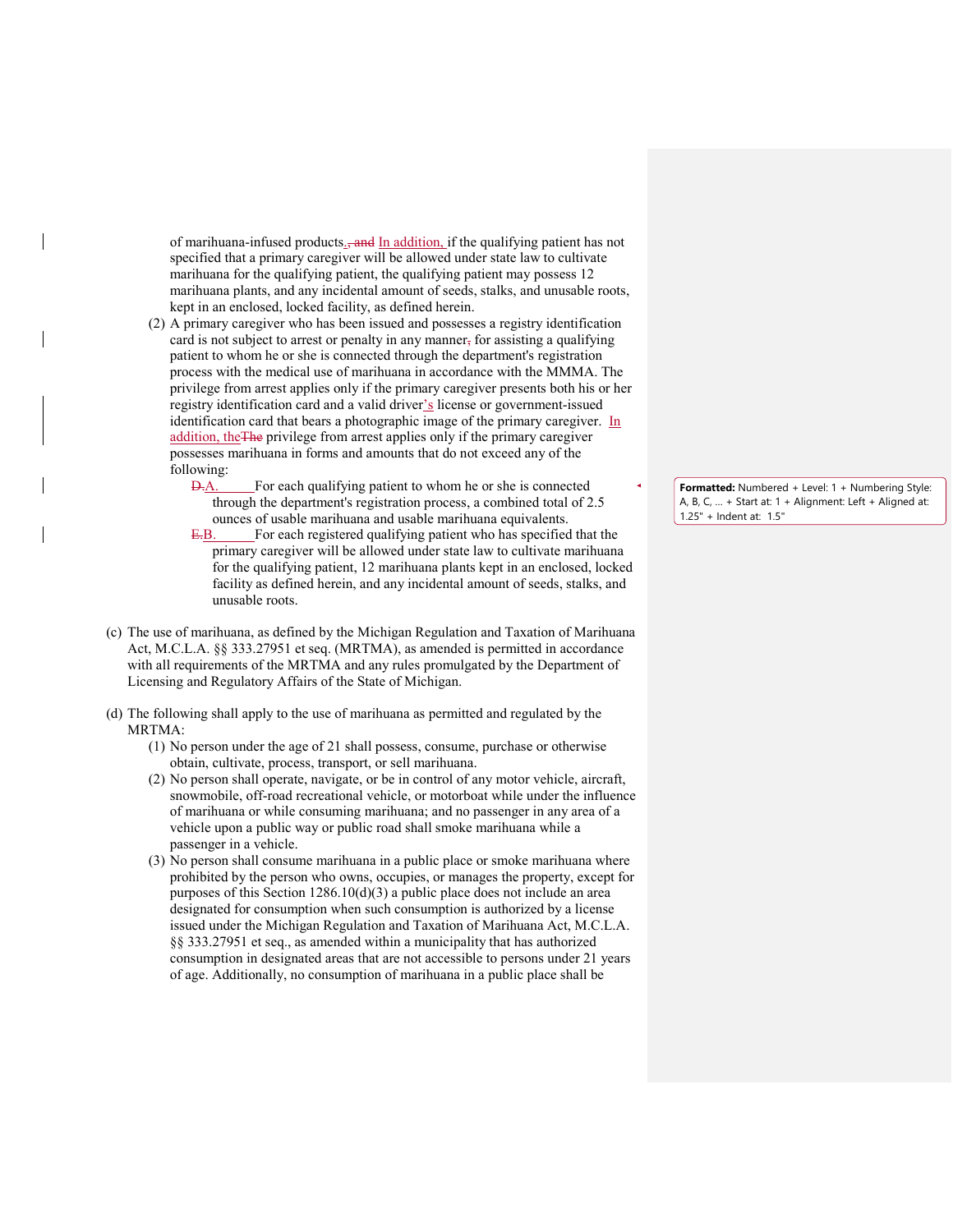of marihuana-infused products., and In addition, if the qualifying patient has not specified that a primary caregiver will be allowed under state law to cultivate marihuana for the qualifying patient, the qualifying patient may possess 12 marihuana plants, and any incidental amount of seeds, stalks, and unusable roots, kept in an enclosed, locked facility, as defined herein.

(2) A primary caregiver who has been issued and possesses a registry identification card is not subject to arrest or penalty in any manner, for assisting a qualifying patient to whom he or she is connected through the department's registration process with the medical use of marihuana in accordance with the MMMA. The privilege from arrest applies only if the primary caregiver presents both his or her registry identification card and a valid driver's license or government-issued identification card that bears a photographic image of the primary caregiver. In addition, theThe privilege from arrest applies only if the primary caregiver possesses marihuana in forms and amounts that do not exceed any of the following:

D.A. For each qualifying patient to whom he or she is connected through the department's registration process, a combined total of 2.5 ounces of usable marihuana and usable marihuana equivalents.

E.B. For each registered qualifying patient who has specified that the primary caregiver will be allowed under state law to cultivate marihuana for the qualifying patient, 12 marihuana plants kept in an enclosed, locked facility as defined herein, and any incidental amount of seeds, stalks, and unusable roots.

**Formatted:** Numbered + Level: 1 + Numbering Style: A, B, C, … + Start at: 1 + Alignment: Left + Aligned at: 1.25" + Indent at: 1.5"

(c) The use of marihuana, as defined by the Michigan Regulation and Taxation of Marihuana Act, M.C.L.A. §§ 333.27951 et seq. (MRTMA), as amended is permitted in accordance with all requirements of the MRTMA and any rules promulgated by the Department of Licensing and Regulatory Affairs of the State of Michigan.

(d) The following shall apply to the use of marihuana as permitted and regulated by the MRTMA:

(1) No person under the age of 21 shall possess, consume, purchase or otherwise obtain, cultivate, process, transport, or sell marihuana.

(2) No person shall operate, navigate, or be in control of any motor vehicle, aircraft, snowmobile, off-road recreational vehicle, or motorboat while under the influence of marihuana or while consuming marihuana; and no passenger in any area of a vehicle upon a public way or public road shall smoke marihuana while a passenger in a vehicle.

(3) No person shall consume marihuana in a public place or smoke marihuana where prohibited by the person who owns, occupies, or manages the property, except for purposes of this Section 1286.10(d)(3) a public place does not include an area designated for consumption when such consumption is authorized by a license issued under the Michigan Regulation and Taxation of Marihuana Act, M.C.L.A. §§ 333.27951 et seq., as amended within a municipality that has authorized consumption in designated areas that are not accessible to persons under 21 years of age. Additionally, no consumption of marihuana in a public place shall be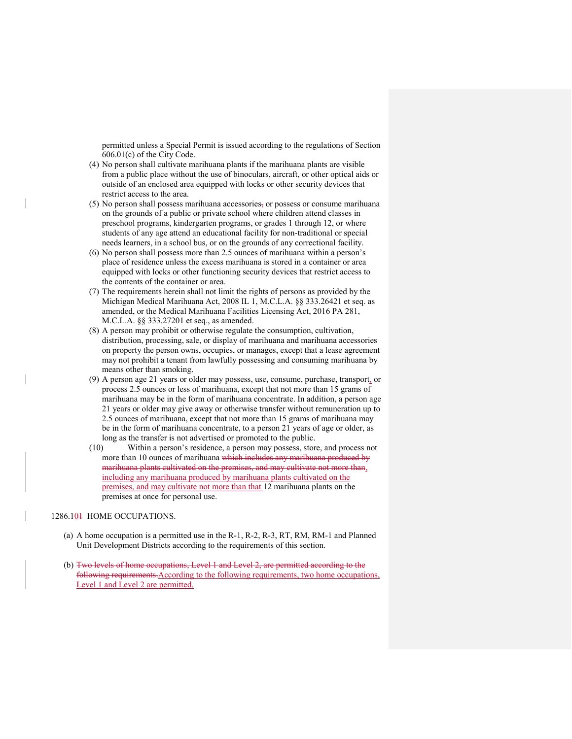permitted unless a Special Permit is issued according to the regulations of Section 606.01(c) of the City Code.

(4) No person shall cultivate marihuana plants if the marihuana plants are visible from a public place without the use of binoculars, aircraft, or other optical aids or outside of an enclosed area equipped with locks or other security devices that restrict access to the area.

(5) No person shall possess marihuana accessories, or possess or consume marihuana on the grounds of a public or private school where children attend classes in preschool programs, kindergarten programs, or grades 1 through 12, or where students of any age attend an educational facility for non-traditional or special needs learners, in a school bus, or on the grounds of any correctional facility.

(6) No person shall possess more than 2.5 ounces of marihuana within a person's place of residence unless the excess marihuana is stored in a container or area equipped with locks or other functioning security devices that restrict access to the contents of the container or area.

(7) The requirements herein shall not limit the rights of persons as provided by the Michigan Medical Marihuana Act, 2008 IL 1, M.C.L.A. §§ 333.26421 et seq. as amended, or the Medical Marihuana Facilities Licensing Act, 2016 PA 281, M.C.L.A. §§ 333.27201 et seq., as amended.

(8) A person may prohibit or otherwise regulate the consumption, cultivation, distribution, processing, sale, or display of marihuana and marihuana accessories on property the person owns, occupies, or manages, except that a lease agreement may not prohibit a tenant from lawfully possessing and consuming marihuana by means other than smoking.

(9) A person age 21 years or older may possess, use, consume, purchase, transport, or process 2.5 ounces or less of marihuana, except that not more than 15 grams of marihuana may be in the form of marihuana concentrate. In addition, a person age 21 years or older may give away or otherwise transfer without remuneration up to 2.5 ounces of marihuana, except that not more than 15 grams of marihuana may be in the form of marihuana concentrate, to a person 21 years of age or older, as long as the transfer is not advertised or promoted to the public.

(10) Within a person's residence, a person may possess, store, and process not more than 10 ounces of marihuana ~~which includes any marihuana produced by marihuana plants cultivated on the premises, and may cultivate not more than~~, including any marihuana produced by marihuana plants cultivated on the premises, and may cultivate not more than that 12 marihuana plants on the premises at once for personal use.

1286.1~~0~~1 HOME OCCUPATIONS.

(a) A home occupation is a permitted use in the R-1, R-2, R-3, RT, RM, RM-1 and Planned Unit Development Districts according to the requirements of this section.

(b) ~~Two levels of home occupations, Level 1 and Level 2, are permitted according to the following requirements.~~According to the following requirements, two home occupations, Level 1 and Level 2 are permitted.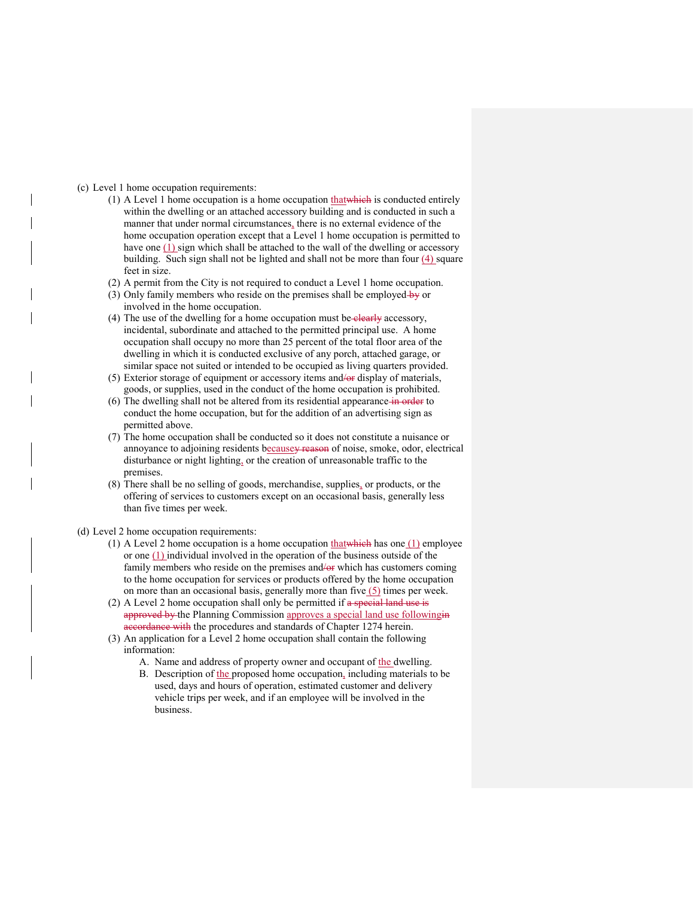(c) Level 1 home occupation requirements:

(1) A Level 1 home occupation is a home occupation thatwhich is conducted entirely within the dwelling or an attached accessory building and is conducted in such a manner that under normal circumstances, there is no external evidence of the home occupation operation except that a Level 1 home occupation is permitted to have one (1) sign which shall be attached to the wall of the dwelling or accessory building. Such sign shall not be lighted and shall not be more than four (4) square feet in size.

(2) A permit from the City is not required to conduct a Level 1 home occupation.

(3) Only family members who reside on the premises shall be employed by or involved in the home occupation.

(4) The use of the dwelling for a home occupation must be clearly accessory, incidental, subordinate and attached to the permitted principal use. A home occupation shall occupy no more than 25 percent of the total floor area of the dwelling in which it is conducted exclusive of any porch, attached garage, or similar space not suited or intended to be occupied as living quarters provided.

(5) Exterior storage of equipment or accessory items and/or display of materials, goods, or supplies, used in the conduct of the home occupation is prohibited.

(6) The dwelling shall not be altered from its residential appearance in order to conduct the home occupation, but for the addition of an advertising sign as permitted above.

(7) The home occupation shall be conducted so it does not constitute a nuisance or annoyance to adjoining residents becausey reason of noise, smoke, odor, electrical disturbance or night lighting, or the creation of unreasonable traffic to the premises.

(8) There shall be no selling of goods, merchandise, supplies, or products, or the offering of services to customers except on an occasional basis, generally less than five times per week.

(d) Level 2 home occupation requirements:

(1) A Level 2 home occupation is a home occupation thatwhich has one (1) employee or one (1) individual involved in the operation of the business outside of the family members who reside on the premises and/or which has customers coming to the home occupation for services or products offered by the home occupation on more than an occasional basis, generally more than five (5) times per week.

(2) A Level 2 home occupation shall only be permitted if a special land use is approved by the Planning Commission approves a special land use followingin accordance with the procedures and standards of Chapter 1274 herein.

(3) An application for a Level 2 home occupation shall contain the following information:

A. Name and address of property owner and occupant of the dwelling.

B. Description of the proposed home occupation, including materials to be used, days and hours of operation, estimated customer and delivery vehicle trips per week, and if an employee will be involved in the business.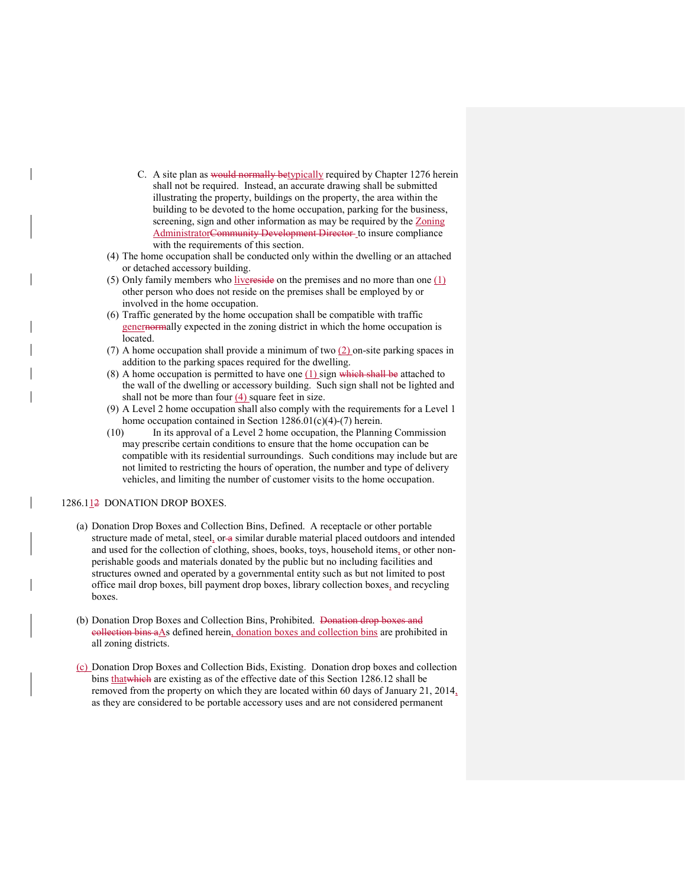C. A site plan as ~~would normally be~~typically required by Chapter 1276 herein shall not be required. Instead, an accurate drawing shall be submitted illustrating the property, buildings on the property, the area within the building to be devoted to the home occupation, parking for the business, screening, sign and other information as may be required by the Zoning Administrator~~Community Development Director~~ to insure compliance with the requirements of this section.

(4) The home occupation shall be conducted only within the dwelling or an attached or detached accessory building.

(5) Only family members who live~~reside~~ on the premises and no more than one (1) other person who does not reside on the premises shall be employed by or involved in the home occupation.

(6) Traffic generated by the home occupation shall be compatible with traffic gener~~norm~~ally expected in the zoning district in which the home occupation is located.

(7) A home occupation shall provide a minimum of two (2) on-site parking spaces in addition to the parking spaces required for the dwelling.

(8) A home occupation is permitted to have one (1) sign ~~which shall be~~ attached to the wall of the dwelling or accessory building. Such sign shall not be lighted and shall not be more than four (4) square feet in size.

(9) A Level 2 home occupation shall also comply with the requirements for a Level 1 home occupation contained in Section 1286.01(c)(4)-(7) herein.

(10) In its approval of a Level 2 home occupation, the Planning Commission may prescribe certain conditions to ensure that the home occupation can be compatible with its residential surroundings. Such conditions may include but are not limited to restricting the hours of operation, the number and type of delivery vehicles, and limiting the number of customer visits to the home occupation.

1286.11~~2~~ DONATION DROP BOXES.

(a) Donation Drop Boxes and Collection Bins, Defined. A receptacle or other portable structure made of metal, steel, or ~~a~~ similar durable material placed outdoors and intended and used for the collection of clothing, shoes, books, toys, household items, or other non-perishable goods and materials donated by the public but no including facilities and structures owned and operated by a governmental entity such as but not limited to post office mail drop boxes, bill payment drop boxes, library collection boxes, and recycling boxes.

(b) Donation Drop Boxes and Collection Bins, Prohibited. ~~Donation drop boxes and collection bins a~~As defined herein, donation boxes and collection bins are prohibited in all zoning districts.

(c) Donation Drop Boxes and Collection Bids, Existing. Donation drop boxes and collection bins that~~which~~ are existing as of the effective date of this Section 1286.12 shall be removed from the property on which they are located within 60 days of January 21, 2014, as they are considered to be portable accessory uses and are not considered permanent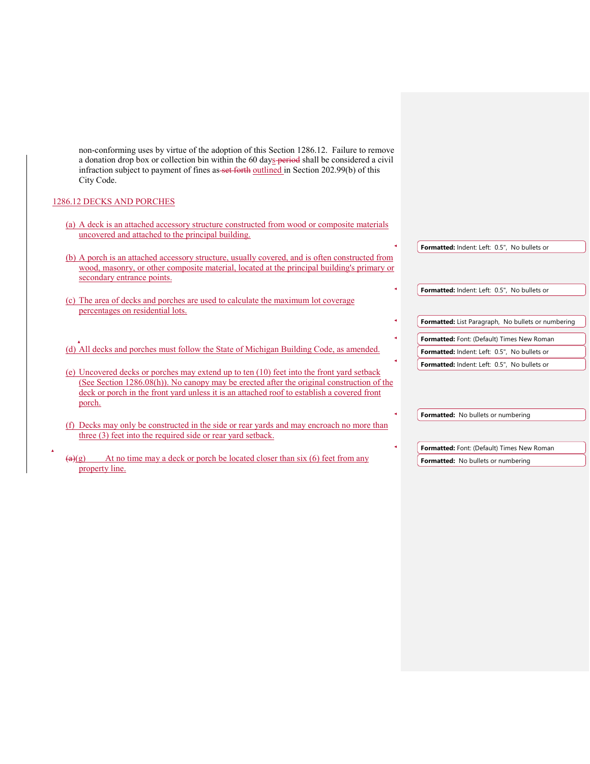non-conforming uses by virtue of the adoption of this Section 1286.12. Failure to remove a donation drop box or collection bin within the 60 days shall be considered a civil infraction subject to payment of fines as outlined in Section 202.99(b) of this City Code.

## 1286.12 DECKS AND PORCHES

(a) A deck is an attached accessory structure constructed from wood or composite materials uncovered and attached to the principal building.

(b) A porch is an attached accessory structure, usually covered, and is often constructed from wood, masonry, or other composite material, located at the principal building's primary or secondary entrance points.

(c) The area of decks and porches are used to calculate the maximum lot coverage percentages on residential lots.

(d) All decks and porches must follow the State of Michigan Building Code, as amended.

(e) Uncovered decks or porches may extend up to ten (10) feet into the front yard setback (See Section 1286.08(h)). No canopy may be erected after the original construction of the deck or porch in the front yard unless it is an attached roof to establish a covered front porch.

(f) Decks may only be constructed in the side or rear yards and may encroach no more than three (3) feet into the required side or rear yard setback.

(g) At no time may a deck or porch be located closer than six (6) feet from any property line.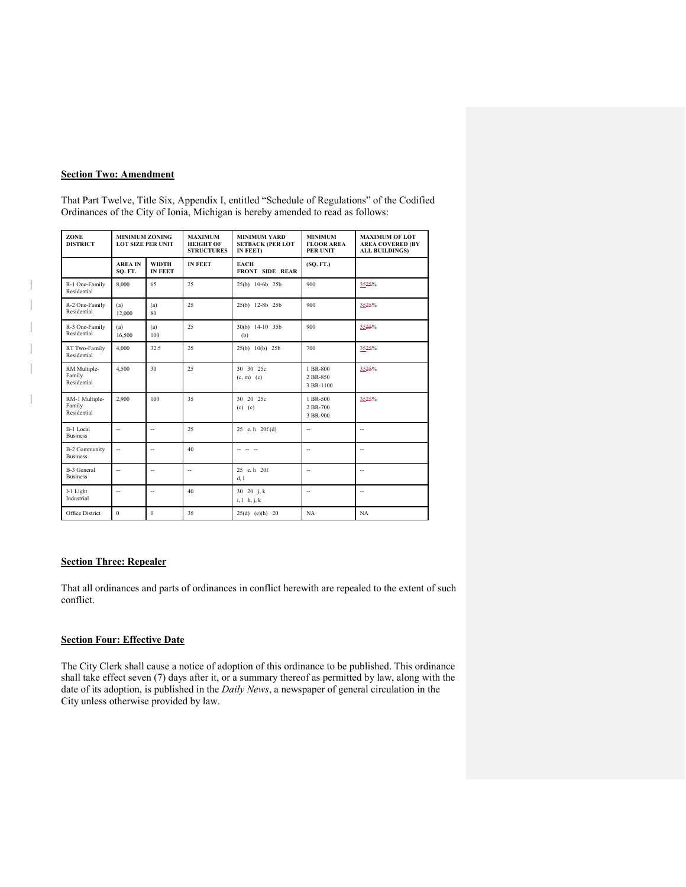**Section Two: Amendment**

That Part Twelve, Title Six, Appendix I, entitled "Schedule of Regulations" of the Codified Ordinances of the City of Ionia, Michigan is hereby amended to read as follows:

| ZONE DISTRICT | MINIMUM ZONING LOT SIZE PER UNIT | | MAXIMUM HEIGHT OF STRUCTURES | MINIMUM YARD SETBACK (PER LOT IN FEET) | MINIMUM FLOOR AREA PER UNIT | MAXIMUM OF LOT AREA COVERED (BY ALL BUILDINGS) |
|---|---|---|---|---|---|---|
| | AREA IN SQ. FT. | WIDTH IN FEET | IN FEET | EACH FRONT SIDE REAR | (SQ. FT.) | |
| R-1 One-Family Residential | 8,000 | 65 | 25 | 25(b) 10-6b 25b | 900 | 3525% |
| R-2 One-Family Residential | (a) 12,000 | (a) 80 | 25 | 25(b) 12-8b 25b | 900 | 3525% |
| R-3 One-Family Residential | (a) 16,500 | (a) 100 | 25 | 30(b) 14-10 35b (b) | 900 | 3525% |
| RT Two-Family Residential | 4,000 | 32.5 | 25 | 25(b) 10(b) 25b | 700 | 3525% |
| RM Multiple-Family Residential | 4,500 | 30 | 25 | 30 30 25c (c, m) (c) | 1 BR-800 2 BR-850 3 BR-1100 | 3525% |
| RM-1 Multiple-Family Residential | 2,900 | 100 | 35 | 30 20 25c (c) (c) | 1 BR-500 2 BR-700 3 BR-900 | 3525% |
| B-1 Local Business | -- | -- | 25 | 25 e. h 20f (d) | -- | -- |
| B-2 Community Business | -- | -- | 40 | -- -- -- | -- | -- |
| B-3 General Business | -- | -- | -- | 25 e. h 20f d, l | -- | -- |
| I-1 Light Industrial | -- | -- | 40 | 30 20 j, k i, l h, j, k | -- | -- |
| Office District | 0 | 0 | 35 | 25(d) (e)(h) 20 | NA | NA |

**Section Three: Repealer**

That all ordinances and parts of ordinances in conflict herewith are repealed to the extent of such conflict.

**Section Four: Effective Date**

The City Clerk shall cause a notice of adoption of this ordinance to be published. This ordinance shall take effect seven (7) days after it, or a summary thereof as permitted by law, along with the date of its adoption, is published in the *Daily News*, a newspaper of general circulation in the City unless otherwise provided by law.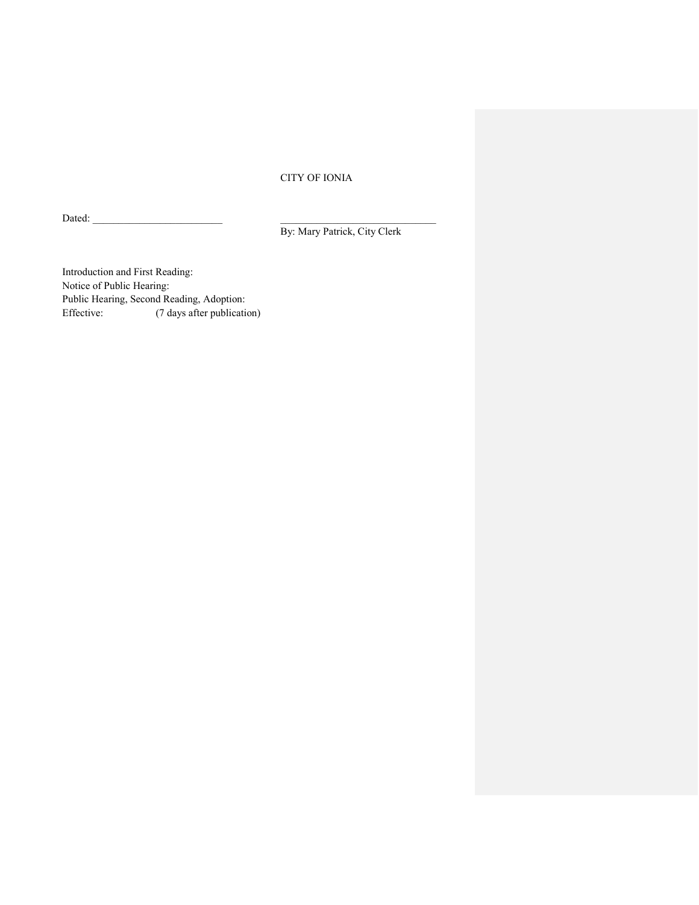CITY OF IONIA

Dated: _________________________ _____________________________

By: Mary Patrick, City Clerk

Introduction and First Reading:
Notice of Public Hearing:
Public Hearing, Second Reading, Adoption:
Effective: (7 days after publication)